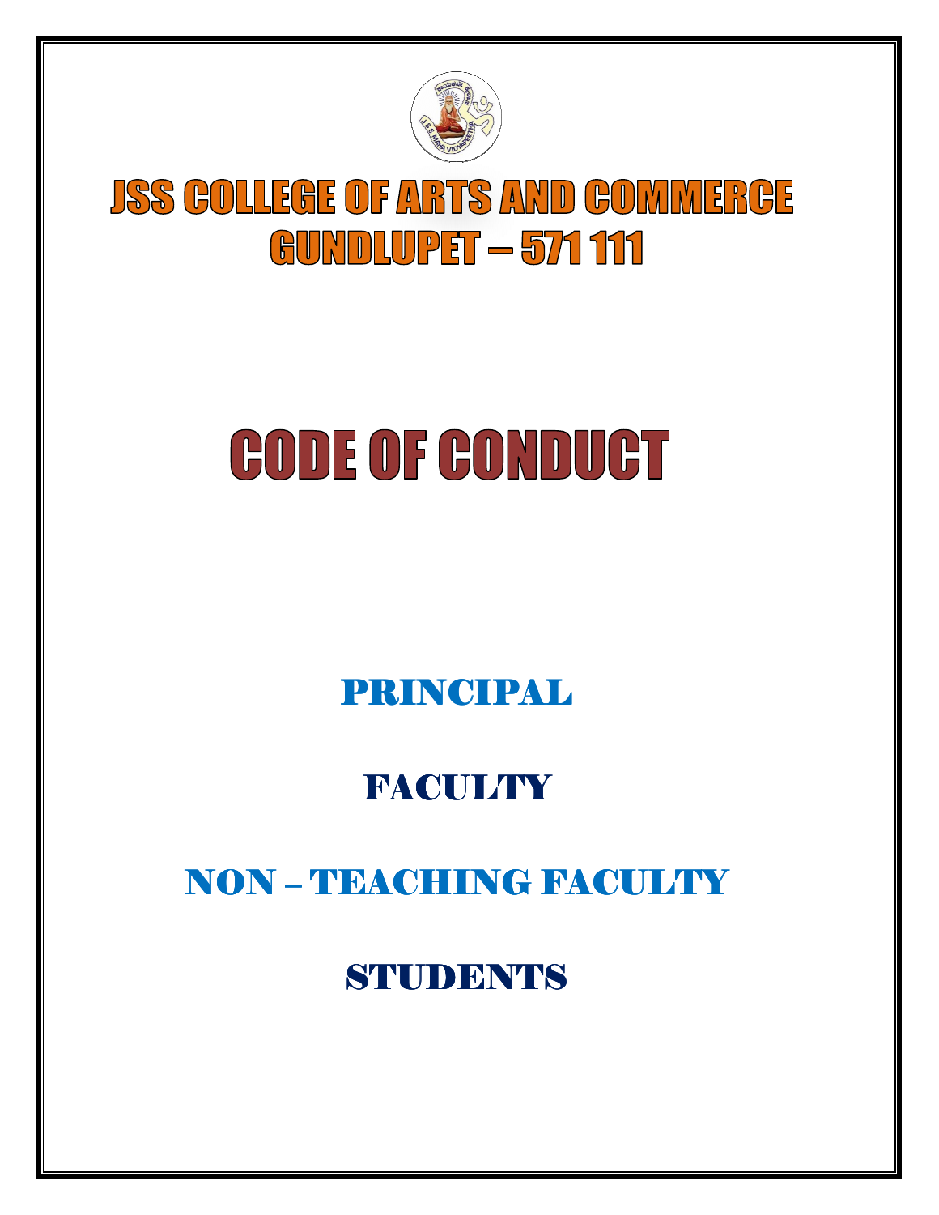# JSS COLLEGE OF ARTS AND COMMERCE
# GUNDLUPET – 571 111

# CODE OF CONDUCT

## PRINCIPAL

## FACULTY

## NON – TEACHING FACULTY

## STUDENTS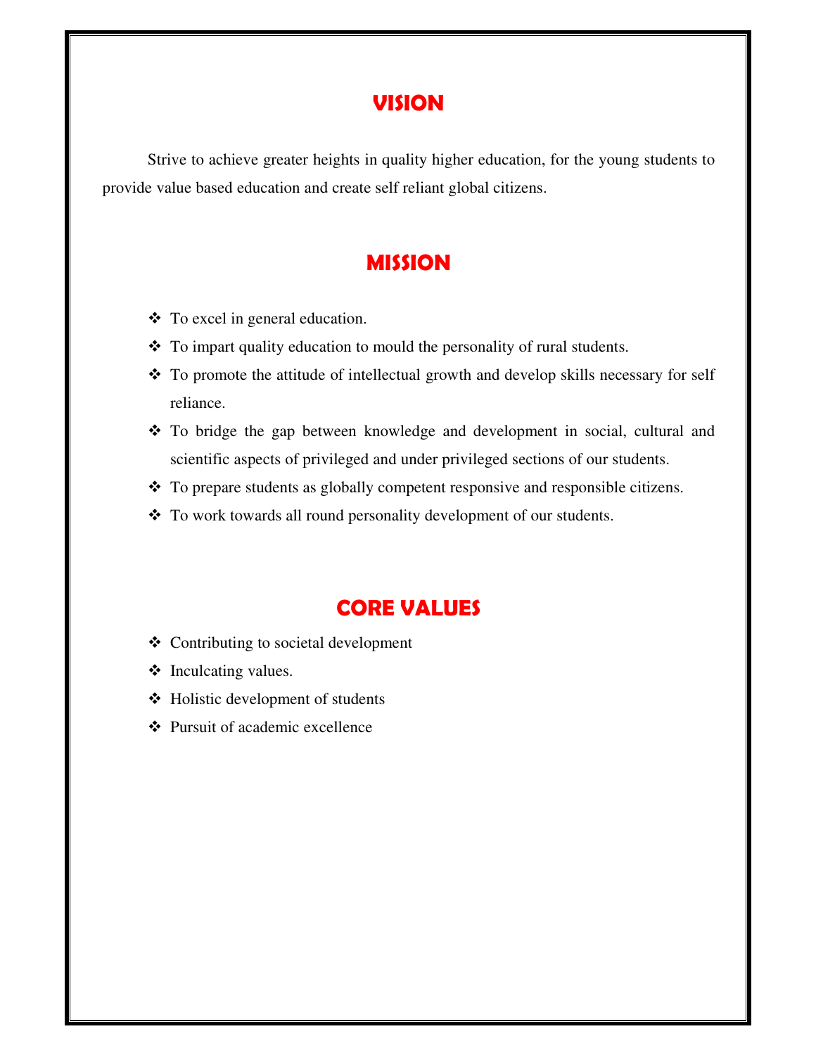# VISION

Strive to achieve greater heights in quality higher education, for the young students to provide value based education and create self reliant global citizens.

# MISSION

- To excel in general education.
- To impart quality education to mould the personality of rural students.
- To promote the attitude of intellectual growth and develop skills necessary for self reliance.
- To bridge the gap between knowledge and development in social, cultural and scientific aspects of privileged and under privileged sections of our students.
- To prepare students as globally competent responsive and responsible citizens.
- To work towards all round personality development of our students.

# CORE VALUES

- Contributing to societal development
- Inculcating values.
- Holistic development of students
- Pursuit of academic excellence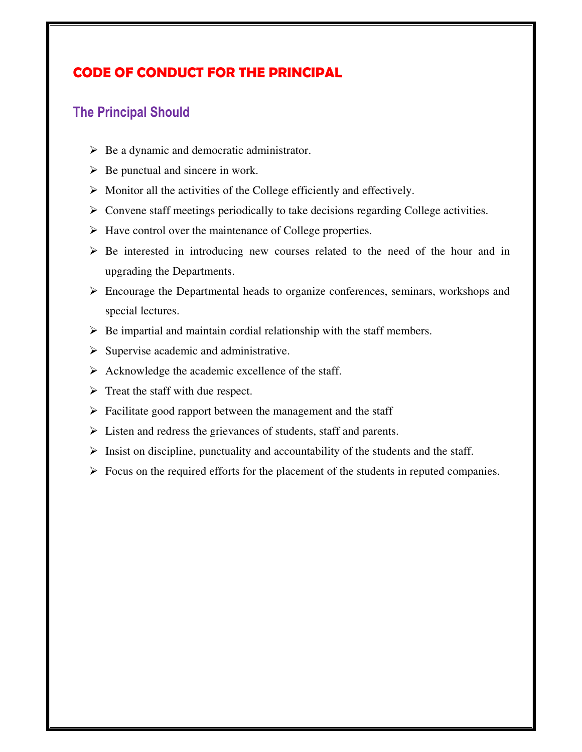# CODE OF CONDUCT FOR THE PRINCIPAL

## The Principal Should

- Be a dynamic and democratic administrator.
- Be punctual and sincere in work.
- Monitor all the activities of the College efficiently and effectively.
- Convene staff meetings periodically to take decisions regarding College activities.
- Have control over the maintenance of College properties.
- Be interested in introducing new courses related to the need of the hour and in upgrading the Departments.
- Encourage the Departmental heads to organize conferences, seminars, workshops and special lectures.
- Be impartial and maintain cordial relationship with the staff members.
- Supervise academic and administrative.
- Acknowledge the academic excellence of the staff.
- Treat the staff with due respect.
- Facilitate good rapport between the management and the staff
- Listen and redress the grievances of students, staff and parents.
- Insist on discipline, punctuality and accountability of the students and the staff.
- Focus on the required efforts for the placement of the students in reputed companies.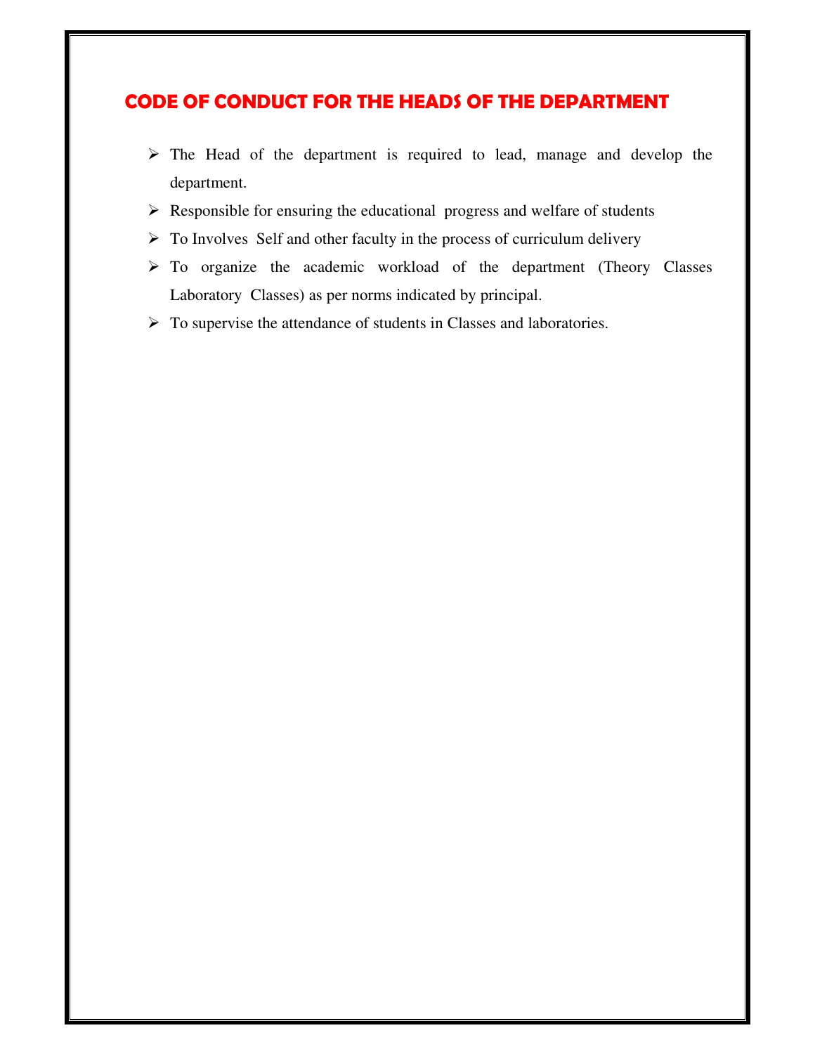# CODE OF CONDUCT FOR THE HEADS OF THE DEPARTMENT

- The Head of the department is required to lead, manage and develop the department.
- Responsible for ensuring the educational progress and welfare of students
- To Involves Self and other faculty in the process of curriculum delivery
- To organize the academic workload of the department (Theory Classes Laboratory Classes) as per norms indicated by principal.
- To supervise the attendance of students in Classes and laboratories.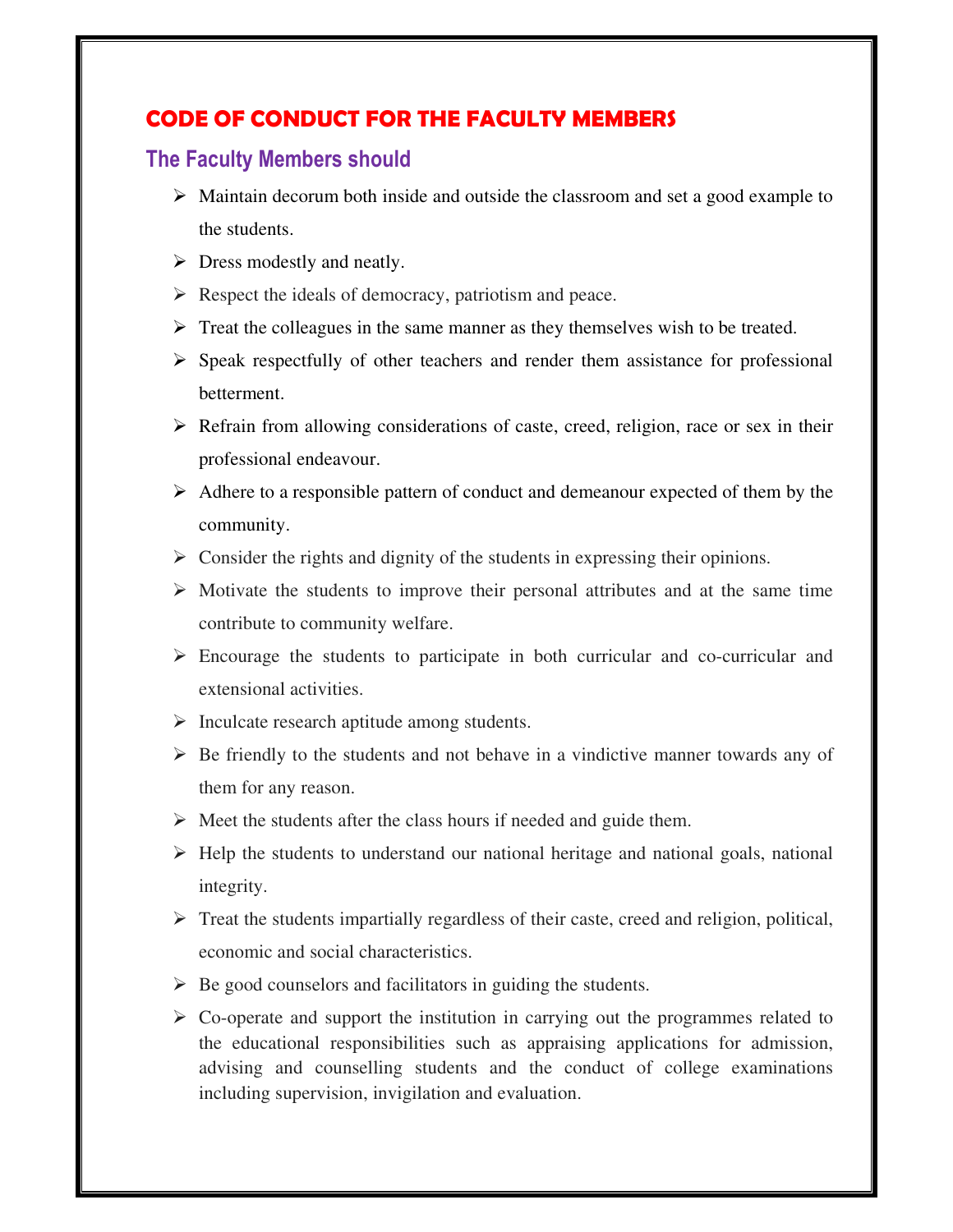# CODE OF CONDUCT FOR THE FACULTY MEMBERS

## The Faculty Members should

- Maintain decorum both inside and outside the classroom and set a good example to the students.
- Dress modestly and neatly.
- Respect the ideals of democracy, patriotism and peace.
- Treat the colleagues in the same manner as they themselves wish to be treated.
- Speak respectfully of other teachers and render them assistance for professional betterment.
- Refrain from allowing considerations of caste, creed, religion, race or sex in their professional endeavour.
- Adhere to a responsible pattern of conduct and demeanour expected of them by the community.
- Consider the rights and dignity of the students in expressing their opinions.
- Motivate the students to improve their personal attributes and at the same time contribute to community welfare.
- Encourage the students to participate in both curricular and co-curricular and extensional activities.
- Inculcate research aptitude among students.
- Be friendly to the students and not behave in a vindictive manner towards any of them for any reason.
- Meet the students after the class hours if needed and guide them.
- Help the students to understand our national heritage and national goals, national integrity.
- Treat the students impartially regardless of their caste, creed and religion, political, economic and social characteristics.
- Be good counselors and facilitators in guiding the students.
- Co-operate and support the institution in carrying out the programmes related to the educational responsibilities such as appraising applications for admission, advising and counselling students and the conduct of college examinations including supervision, invigilation and evaluation.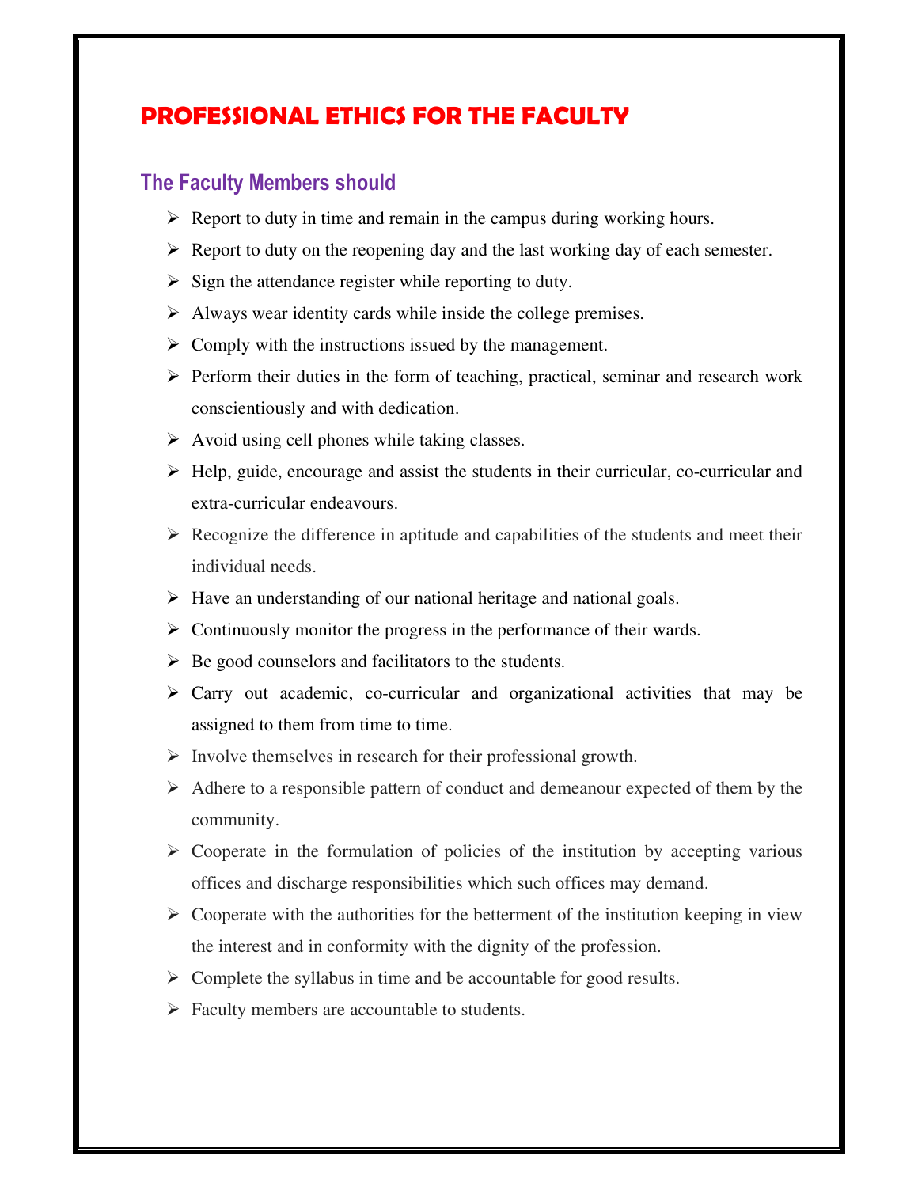# PROFESSIONAL ETHICS FOR THE FACULTY

## The Faculty Members should

- Report to duty in time and remain in the campus during working hours.
- Report to duty on the reopening day and the last working day of each semester.
- Sign the attendance register while reporting to duty.
- Always wear identity cards while inside the college premises.
- Comply with the instructions issued by the management.
- Perform their duties in the form of teaching, practical, seminar and research work conscientiously and with dedication.
- Avoid using cell phones while taking classes.
- Help, guide, encourage and assist the students in their curricular, co-curricular and extra-curricular endeavours.
- Recognize the difference in aptitude and capabilities of the students and meet their individual needs.
- Have an understanding of our national heritage and national goals.
- Continuously monitor the progress in the performance of their wards.
- Be good counselors and facilitators to the students.
- Carry out academic, co-curricular and organizational activities that may be assigned to them from time to time.
- Involve themselves in research for their professional growth.
- Adhere to a responsible pattern of conduct and demeanour expected of them by the community.
- Cooperate in the formulation of policies of the institution by accepting various offices and discharge responsibilities which such offices may demand.
- Cooperate with the authorities for the betterment of the institution keeping in view the interest and in conformity with the dignity of the profession.
- Complete the syllabus in time and be accountable for good results.
- Faculty members are accountable to students.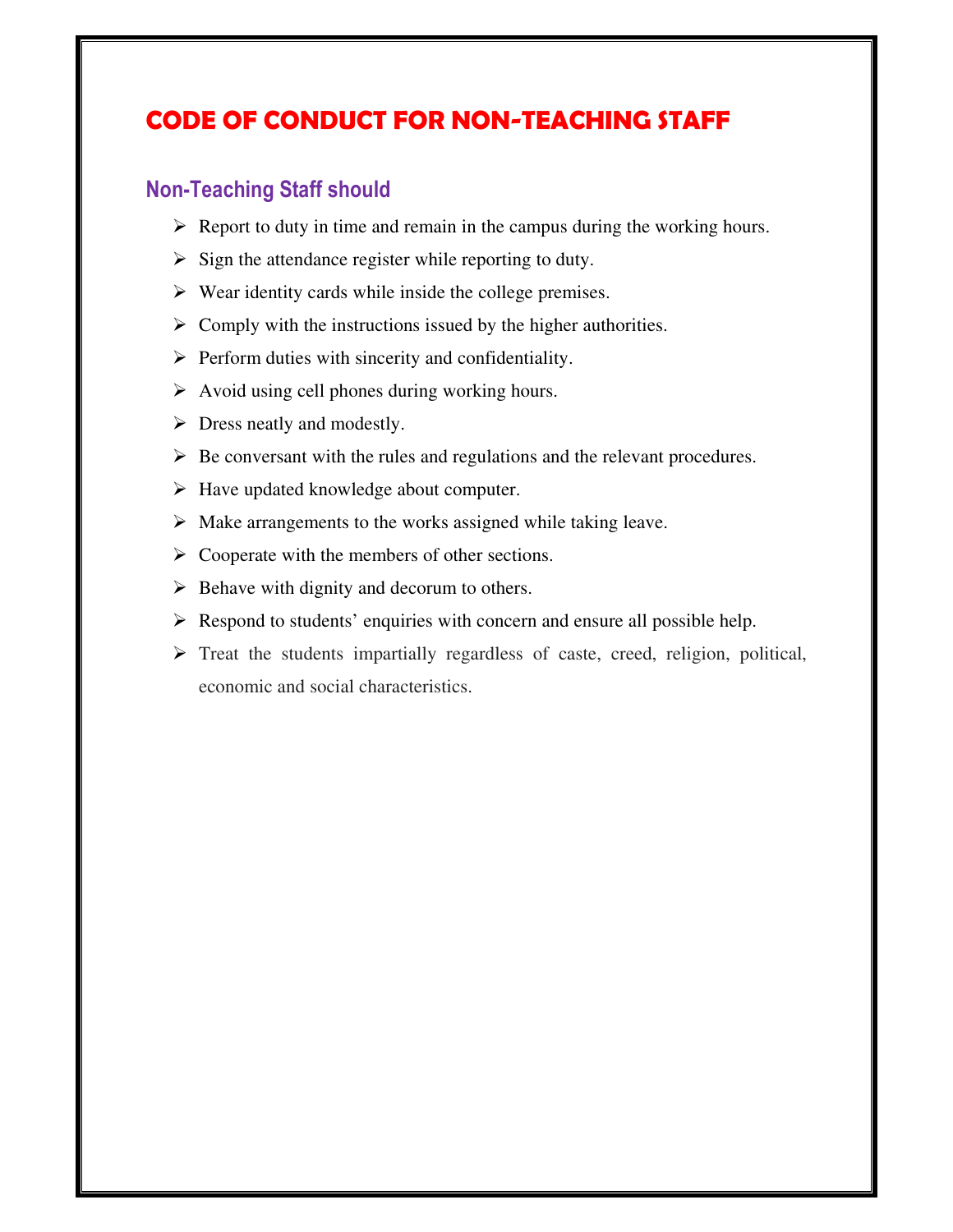# CODE OF CONDUCT FOR NON-TEACHING STAFF

## Non-Teaching Staff should

- Report to duty in time and remain in the campus during the working hours.
- Sign the attendance register while reporting to duty.
- Wear identity cards while inside the college premises.
- Comply with the instructions issued by the higher authorities.
- Perform duties with sincerity and confidentiality.
- Avoid using cell phones during working hours.
- Dress neatly and modestly.
- Be conversant with the rules and regulations and the relevant procedures.
- Have updated knowledge about computer.
- Make arrangements to the works assigned while taking leave.
- Cooperate with the members of other sections.
- Behave with dignity and decorum to others.
- Respond to students' enquiries with concern and ensure all possible help.
- Treat the students impartially regardless of caste, creed, religion, political, economic and social characteristics.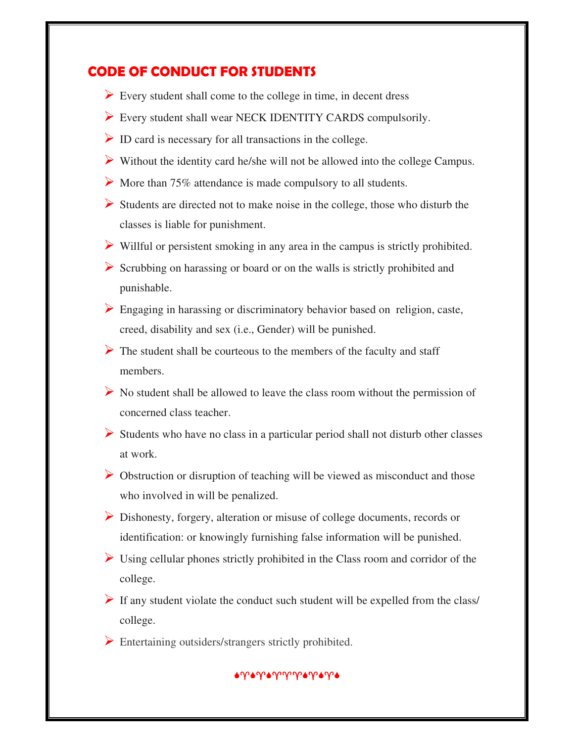## CODE OF CONDUCT FOR STUDENTS

- Every student shall come to the college in time, in decent dress
- Every student shall wear NECK IDENTITY CARDS compulsorily.
- ID card is necessary for all transactions in the college.
- Without the identity card he/she will not be allowed into the college Campus.
- More than 75% attendance is made compulsory to all students.
- Students are directed not to make noise in the college, those who disturb the classes is liable for punishment.
- Willful or persistent smoking in any area in the campus is strictly prohibited.
- Scrubbing on harassing or board or on the walls is strictly prohibited and punishable.
- Engaging in harassing or discriminatory behavior based on religion, caste, creed, disability and sex (i.e., Gender) will be punished.
- The student shall be courteous to the members of the faculty and staff members.
- No student shall be allowed to leave the class room without the permission of concerned class teacher.
- Students who have no class in a particular period shall not disturb other classes at work.
- Obstruction or disruption of teaching will be viewed as misconduct and those who involved in will be penalized.
- Dishonesty, forgery, alteration or misuse of college documents, records or identification: or knowingly furnishing false information will be punished.
- Using cellular phones strictly prohibited in the Class room and corridor of the college.
- If any student violate the conduct such student will be expelled from the class/ college.
- Entertaining outsiders/strangers strictly prohibited.